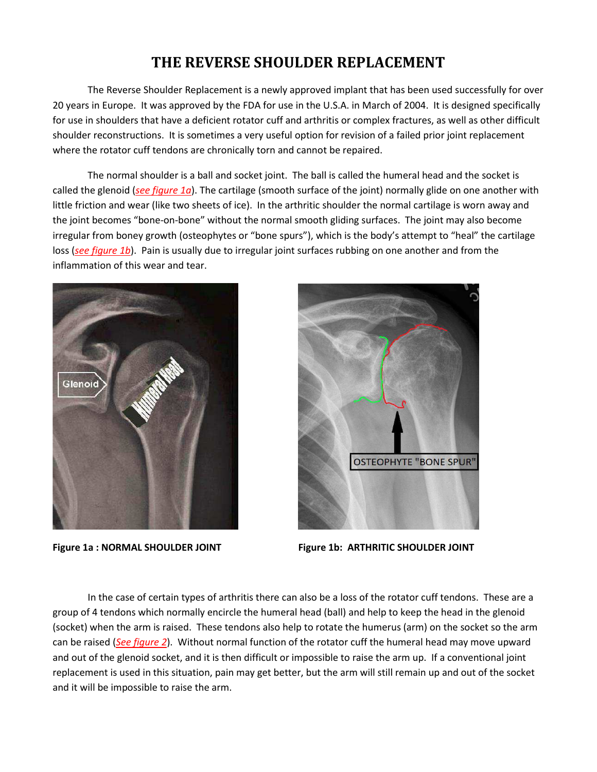# THE REVERSE SHOULDER REPLACEMENT

The Reverse Shoulder Replacement is a newly approved implant that has been used successfully for over 20 years in Europe. It was approved by the FDA for use in the U.S.A. in March of 2004. It is designed specifically for use in shoulders that have a deficient rotator cuff and arthritis or complex fractures, as well as other difficult shoulder reconstructions. It is sometimes a very useful option for revision of a failed prior joint replacement where the rotator cuff tendons are chronically torn and cannot be repaired.

The normal shoulder is a ball and socket joint. The ball is called the humeral head and the socket is called the glenoid (*see figure 1a*). The cartilage (smooth surface of the joint) normally glide on one another with little friction and wear (like two sheets of ice). In the arthritic shoulder the normal cartilage is worn away and the joint becomes "bone-on-bone" without the normal smooth gliding surfaces. The joint may also become irregular from boney growth (osteophytes or "bone spurs"), which is the body's attempt to "heal" the cartilage loss (*see figure 1b*). Pain is usually due to irregular joint surfaces rubbing on one another and from the inflammation of this wear and tear.

**Figure 1a : NORMAL SHOULDER JOINT**

**Figure 1b: ARTHRITIC SHOULDER JOINT**

In the case of certain types of arthritis there can also be a loss of the rotator cuff tendons. These are a group of 4 tendons which normally encircle the humeral head (ball) and help to keep the head in the glenoid (socket) when the arm is raised. These tendons also help to rotate the humerus (arm) on the socket so the arm can be raised (*See figure 2*). Without normal function of the rotator cuff the humeral head may move upward and out of the glenoid socket, and it is then difficult or impossible to raise the arm up. If a conventional joint replacement is used in this situation, pain may get better, but the arm will still remain up and out of the socket and it will be impossible to raise the arm.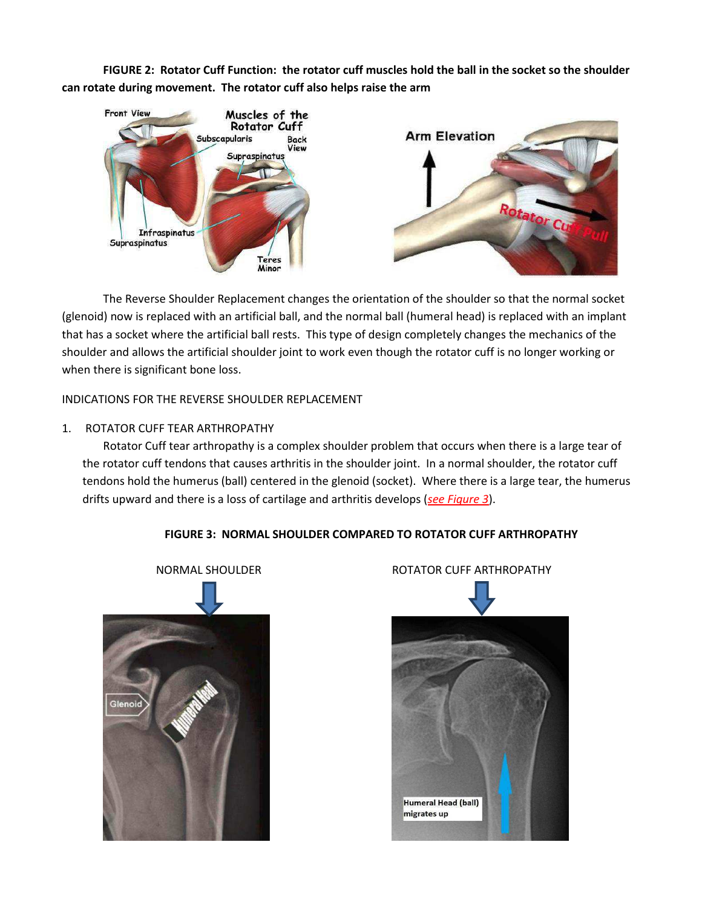**FIGURE 2: Rotator Cuff Function: the rotator cuff muscles hold the ball in the socket so the shoulder can rotate during movement. The rotator cuff also helps raise the arm**

The Reverse Shoulder Replacement changes the orientation of the shoulder so that the normal socket (glenoid) now is replaced with an artificial ball, and the normal ball (humeral head) is replaced with an implant that has a socket where the artificial ball rests. This type of design completely changes the mechanics of the shoulder and allows the artificial shoulder joint to work even though the rotator cuff is no longer working or when there is significant bone loss.

INDICATIONS FOR THE REVERSE SHOULDER REPLACEMENT

1. ROTATOR CUFF TEAR ARTHROPATHY

   Rotator Cuff tear arthropathy is a complex shoulder problem that occurs when there is a large tear of the rotator cuff tendons that causes arthritis in the shoulder joint. In a normal shoulder, the rotator cuff tendons hold the humerus (ball) centered in the glenoid (socket). Where there is a large tear, the humerus drifts upward and there is a loss of cartilage and arthritis develops (*see Figure 3*).

**FIGURE 3: NORMAL SHOULDER COMPARED TO ROTATOR CUFF ARTHROPATHY**

NORMAL SHOULDER

ROTATOR CUFF ARTHROPATHY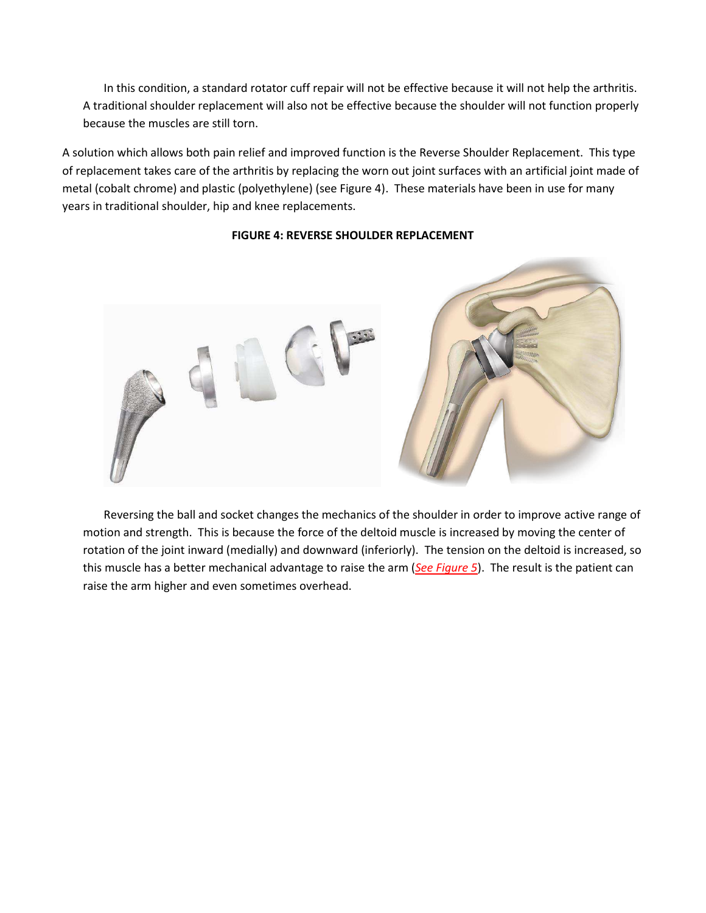In this condition, a standard rotator cuff repair will not be effective because it will not help the arthritis. A traditional shoulder replacement will also not be effective because the shoulder will not function properly because the muscles are still torn.

A solution which allows both pain relief and improved function is the Reverse Shoulder Replacement. This type of replacement takes care of the arthritis by replacing the worn out joint surfaces with an artificial joint made of metal (cobalt chrome) and plastic (polyethylene) (see Figure 4). These materials have been in use for many years in traditional shoulder, hip and knee replacements.

**FIGURE 4: REVERSE SHOULDER REPLACEMENT**

Reversing the ball and socket changes the mechanics of the shoulder in order to improve active range of motion and strength. This is because the force of the deltoid muscle is increased by moving the center of rotation of the joint inward (medially) and downward (inferiorly). The tension on the deltoid is increased, so this muscle has a better mechanical advantage to raise the arm (*See Figure 5*). The result is the patient can raise the arm higher and even sometimes overhead.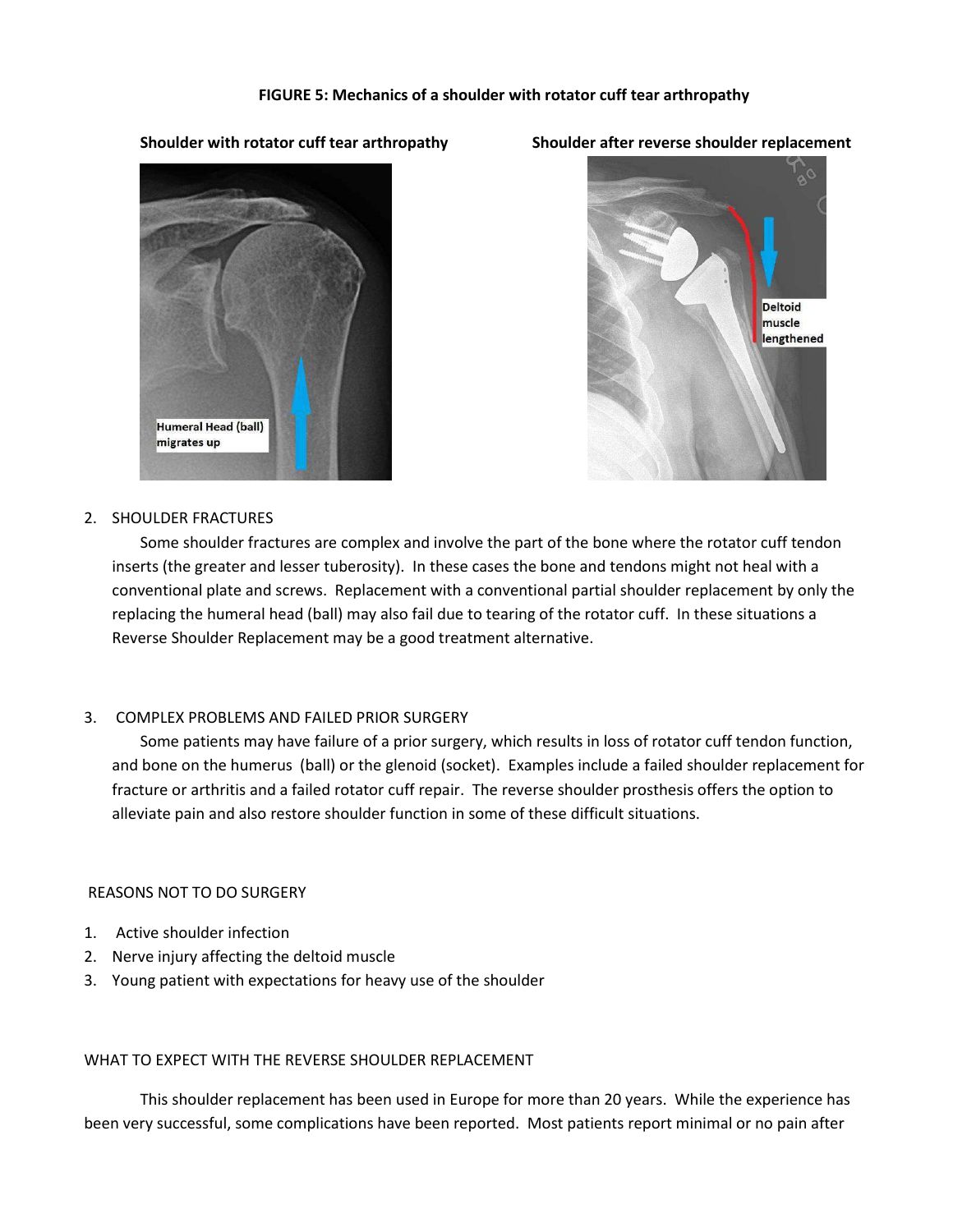**FIGURE 5: Mechanics of a shoulder with rotator cuff tear arthropathy**

**Shoulder with rotator cuff tear arthropathy**

Humeral Head (ball) migrates up

**Shoulder after reverse shoulder replacement**

Deltoid muscle lengthened

2. SHOULDER FRACTURES

   Some shoulder fractures are complex and involve the part of the bone where the rotator cuff tendon inserts (the greater and lesser tuberosity). In these cases the bone and tendons might not heal with a conventional plate and screws. Replacement with a conventional partial shoulder replacement by only the replacing the humeral head (ball) may also fail due to tearing of the rotator cuff. In these situations a Reverse Shoulder Replacement may be a good treatment alternative.

3. COMPLEX PROBLEMS AND FAILED PRIOR SURGERY

   Some patients may have failure of a prior surgery, which results in loss of rotator cuff tendon function, and bone on the humerus (ball) or the glenoid (socket). Examples include a failed shoulder replacement for fracture or arthritis and a failed rotator cuff repair. The reverse shoulder prosthesis offers the option to alleviate pain and also restore shoulder function in some of these difficult situations.

REASONS NOT TO DO SURGERY

1. Active shoulder infection
2. Nerve injury affecting the deltoid muscle
3. Young patient with expectations for heavy use of the shoulder

WHAT TO EXPECT WITH THE REVERSE SHOULDER REPLACEMENT

This shoulder replacement has been used in Europe for more than 20 years. While the experience has been very successful, some complications have been reported. Most patients report minimal or no pain after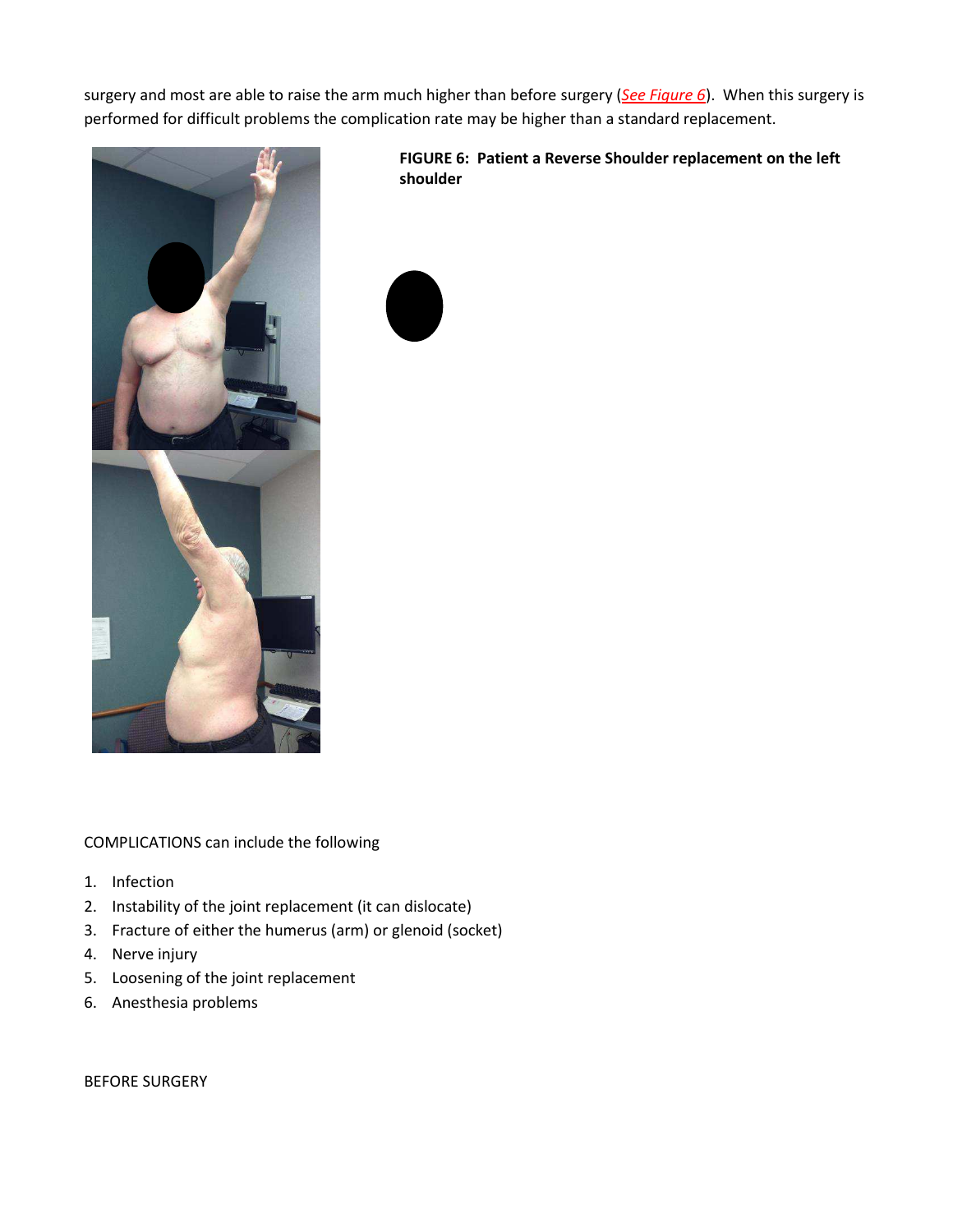surgery and most are able to raise the arm much higher than before surgery (*See Figure 6*). When this surgery is performed for difficult problems the complication rate may be higher than a standard replacement.

**FIGURE 6: Patient a Reverse Shoulder replacement on the left shoulder**

COMPLICATIONS can include the following

1. Infection
2. Instability of the joint replacement (it can dislocate)
3. Fracture of either the humerus (arm) or glenoid (socket)
4. Nerve injury
5. Loosening of the joint replacement
6. Anesthesia problems

BEFORE SURGERY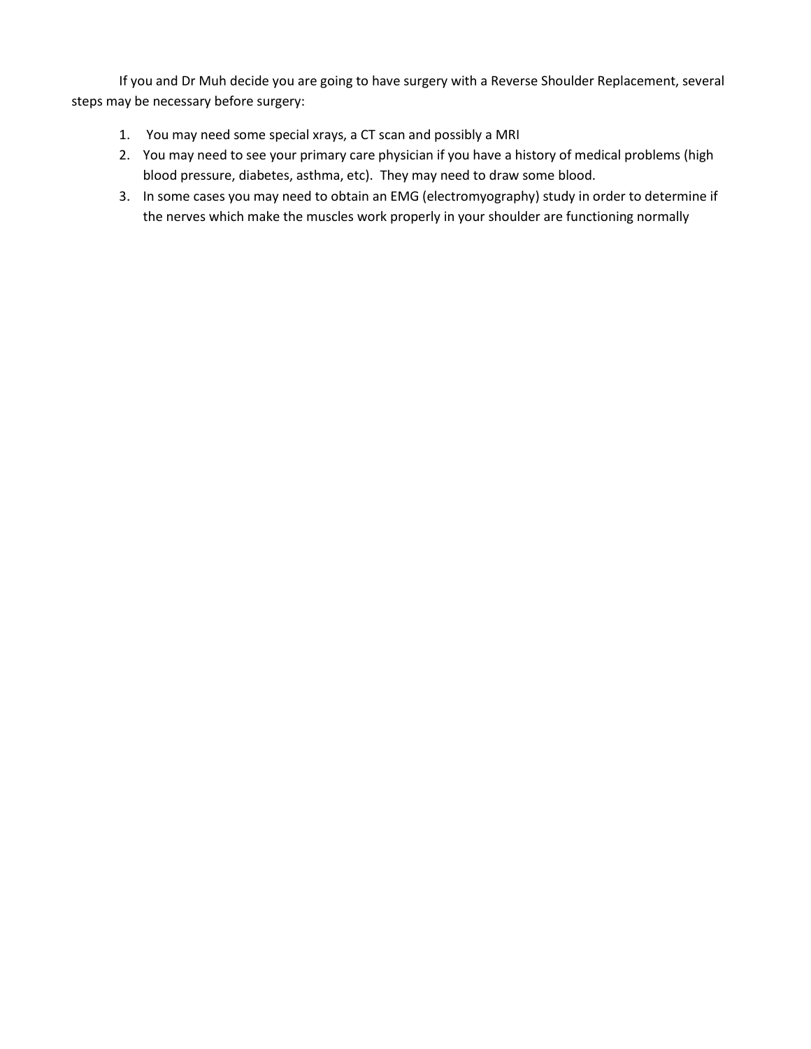If you and Dr Muh decide you are going to have surgery with a Reverse Shoulder Replacement, several steps may be necessary before surgery:

1. You may need some special xrays, a CT scan and possibly a MRI
2. You may need to see your primary care physician if you have a history of medical problems (high blood pressure, diabetes, asthma, etc). They may need to draw some blood.
3. In some cases you may need to obtain an EMG (electromyography) study in order to determine if the nerves which make the muscles work properly in your shoulder are functioning normally